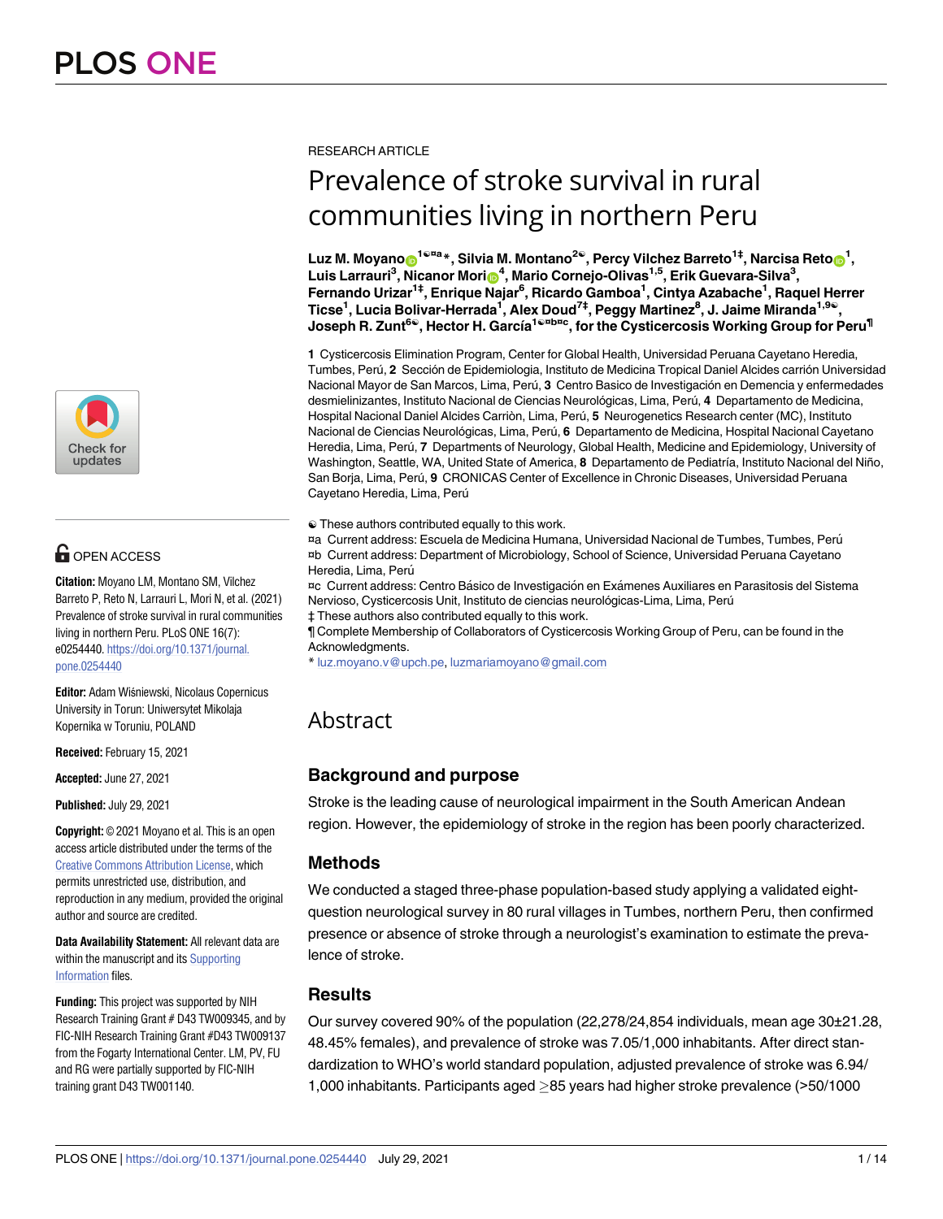RESEARCH ARTICLE

# Prevalence of stroke survival in rural communities living in northern Peru

**Luz M. Moyano**[1☯¤a]*, **Silvia M. Montano**[2☯], **Percy Vilchez Barreto**[1‡], **Narcisa Reto**[1], **Luis Larrauri**[3], **Nicanor Mori**[4], **Mario Cornejo-Olivas**[1,5], **Erik Guevara-Silva**[3], **Fernando Urizar**[1‡], **Enrique Najar**[6], **Ricardo Gamboa**[1], **Cintya Azabache**[1], **Raquel Herrer Ticse**[1], **Lucia Bolivar-Herrada**[1], **Alex Doud**[7‡], **Peggy Martinez**[8], **J. Jaime Miranda**[1,9☯], **Joseph R. Zunt**[6☯], **Hector H. García**[1☯¤b¤c], **for the Cysticercosis Working Group for Peru**[¶]

**1** Cysticercosis Elimination Program, Center for Global Health, Universidad Peruana Cayetano Heredia, Tumbes, Perú, **2** Sección de Epidemiologia, Instituto de Medicina Tropical Daniel Alcides carrión Universidad Nacional Mayor de San Marcos, Lima, Perú, **3** Centro Basico de Investigación en Demencia y enfermedades desmielinizantes, Instituto Nacional de Ciencias Neurológicas, Lima, Perú, **4** Departamento de Medicina, Hospital Nacional Daniel Alcides Carriòn, Lima, Perú, **5** Neurogenetics Research center (MC), Instituto Nacional de Ciencias Neurológicas, Lima, Perú, **6** Departamento de Medicina, Hospital Nacional Cayetano Heredia, Lima, Perú, **7** Departments of Neurology, Global Health, Medicine and Epidemiology, University of Washington, Seattle, WA, United State of America, **8** Departamento de Pediatría, Instituto Nacional del Niño, San Borja, Lima, Perú, **9** CRONICAS Center of Excellence in Chronic Diseases, Universidad Peruana Cayetano Heredia, Lima, Perú

☯ These authors contributed equally to this work.
¤a Current address: Escuela de Medicina Humana, Universidad Nacional de Tumbes, Tumbes, Perú
¤b Current address: Department of Microbiology, School of Science, Universidad Peruana Cayetano Heredia, Lima, Perú
¤c Current address: Centro Básico de Investigación en Exámenes Auxiliares en Parasitosis del Sistema Nervioso, Cysticercosis Unit, Instituto de ciencias neurológicas-Lima, Lima, Perú
‡ These authors also contributed equally to this work.
¶ Complete Membership of Collaborators of Cysticercosis Working Group of Peru, can be found in the Acknowledgments.
* luz.moyano.v@upch.pe, luzmariamoyano@gmail.com

OPEN ACCESS

**Citation:** Moyano LM, Montano SM, Vilchez Barreto P, Reto N, Larrauri L, Mori N, et al. (2021) Prevalence of stroke survival in rural communities living in northern Peru. PLoS ONE 16(7): e0254440. https://doi.org/10.1371/journal.pone.0254440

**Editor:** Adam Wiśniewski, Nicolaus Copernicus University in Torun: Uniwersytet Mikolaja Kopernika w Toruniu, POLAND

**Received:** February 15, 2021

**Accepted:** June 27, 2021

**Published:** July 29, 2021

**Copyright:** © 2021 Moyano et al. This is an open access article distributed under the terms of the Creative Commons Attribution License, which permits unrestricted use, distribution, and reproduction in any medium, provided the original author and source are credited.

**Data Availability Statement:** All relevant data are within the manuscript and its Supporting Information files.

**Funding:** This project was supported by NIH Research Training Grant # D43 TW009345, and by FIC-NIH Research Training Grant #D43 TW009137 from the Fogarty International Center. LM, PV, FU and RG were partially supported by FIC-NIH training grant D43 TW001140.

## Abstract

### Background and purpose

Stroke is the leading cause of neurological impairment in the South American Andean region. However, the epidemiology of stroke in the region has been poorly characterized.

### Methods

We conducted a staged three-phase population-based study applying a validated eight-question neurological survey in 80 rural villages in Tumbes, northern Peru, then confirmed presence or absence of stroke through a neurologist's examination to estimate the prevalence of stroke.

### Results

Our survey covered 90% of the population (22,278/24,854 individuals, mean age 30±21.28, 48.45% females), and prevalence of stroke was 7.05/1,000 inhabitants. After direct standardization to WHO's world standard population, adjusted prevalence of stroke was 6.94/1,000 inhabitants. Participants aged ≥85 years had higher stroke prevalence (>50/1000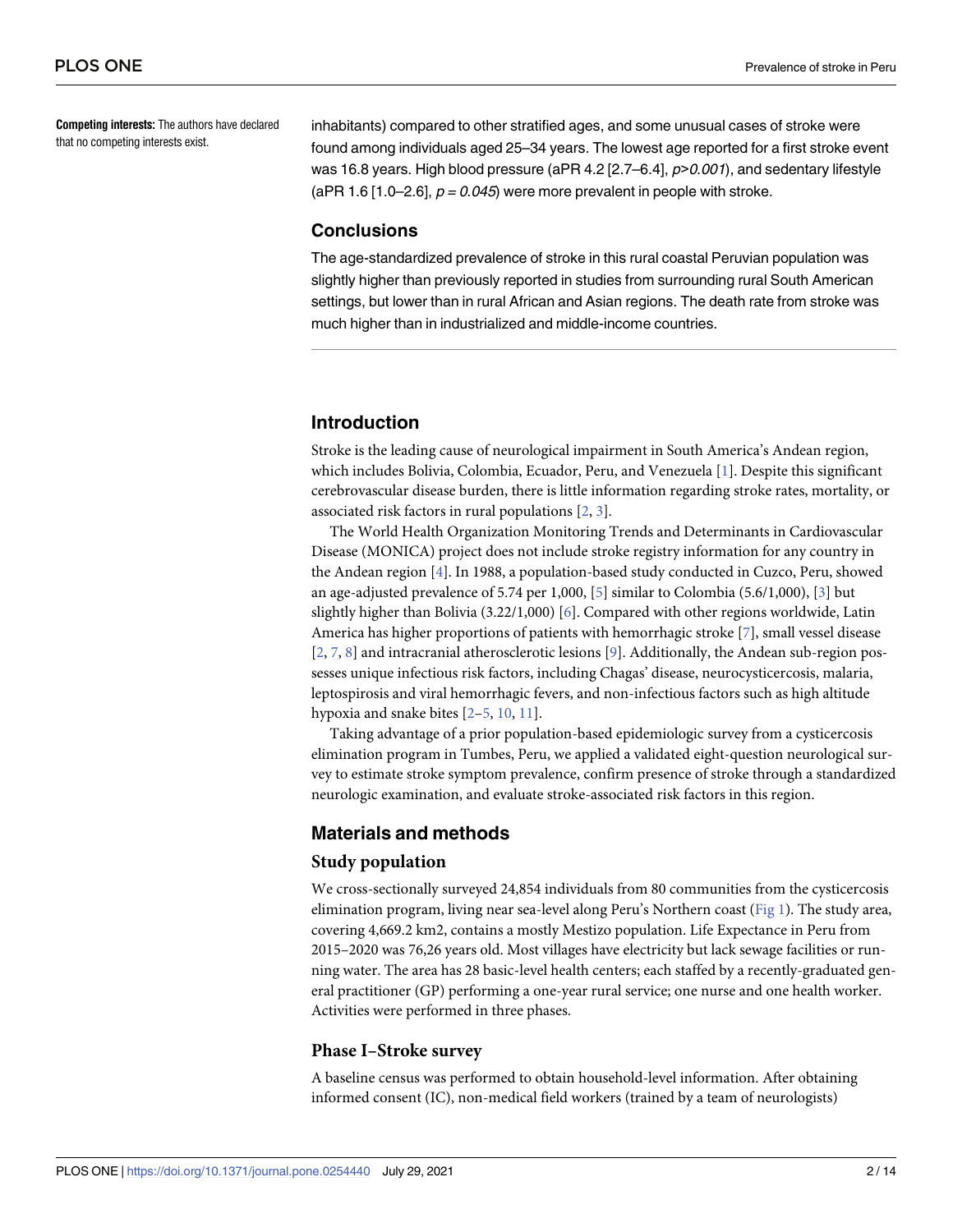**Competing interests:** The authors have declared that no competing interests exist.

inhabitants) compared to other stratified ages, and some unusual cases of stroke were found among individuals aged 25–34 years. The lowest age reported for a first stroke event was 16.8 years. High blood pressure (aPR 4.2 [2.7–6.4], *p>0.001*), and sedentary lifestyle (aPR 1.6 [1.0–2.6], *p = 0.045*) were more prevalent in people with stroke.

## Conclusions

The age-standardized prevalence of stroke in this rural coastal Peruvian population was slightly higher than previously reported in studies from surrounding rural South American settings, but lower than in rural African and Asian regions. The death rate from stroke was much higher than in industrialized and middle-income countries.

## Introduction

Stroke is the leading cause of neurological impairment in South America's Andean region, which includes Bolivia, Colombia, Ecuador, Peru, and Venezuela [1]. Despite this significant cerebrovascular disease burden, there is little information regarding stroke rates, mortality, or associated risk factors in rural populations [2, 3].

The World Health Organization Monitoring Trends and Determinants in Cardiovascular Disease (MONICA) project does not include stroke registry information for any country in the Andean region [4]. In 1988, a population-based study conducted in Cuzco, Peru, showed an age-adjusted prevalence of 5.74 per 1,000, [5] similar to Colombia (5.6/1,000), [3] but slightly higher than Bolivia (3.22/1,000) [6]. Compared with other regions worldwide, Latin America has higher proportions of patients with hemorrhagic stroke [7], small vessel disease [2, 7, 8] and intracranial atherosclerotic lesions [9]. Additionally, the Andean sub-region possesses unique infectious risk factors, including Chagas' disease, neurocysticercosis, malaria, leptospirosis and viral hemorrhagic fevers, and non-infectious factors such as high altitude hypoxia and snake bites [2–5, 10, 11].

Taking advantage of a prior population-based epidemiologic survey from a cysticercosis elimination program in Tumbes, Peru, we applied a validated eight-question neurological survey to estimate stroke symptom prevalence, confirm presence of stroke through a standardized neurologic examination, and evaluate stroke-associated risk factors in this region.

## Materials and methods

### Study population

We cross-sectionally surveyed 24,854 individuals from 80 communities from the cysticercosis elimination program, living near sea-level along Peru's Northern coast (Fig 1). The study area, covering 4,669.2 km2, contains a mostly Mestizo population. Life Expectance in Peru from 2015–2020 was 76,26 years old. Most villages have electricity but lack sewage facilities or running water. The area has 28 basic-level health centers; each staffed by a recently-graduated general practitioner (GP) performing a one-year rural service; one nurse and one health worker. Activities were performed in three phases.

### Phase I–Stroke survey

A baseline census was performed to obtain household-level information. After obtaining informed consent (IC), non-medical field workers (trained by a team of neurologists)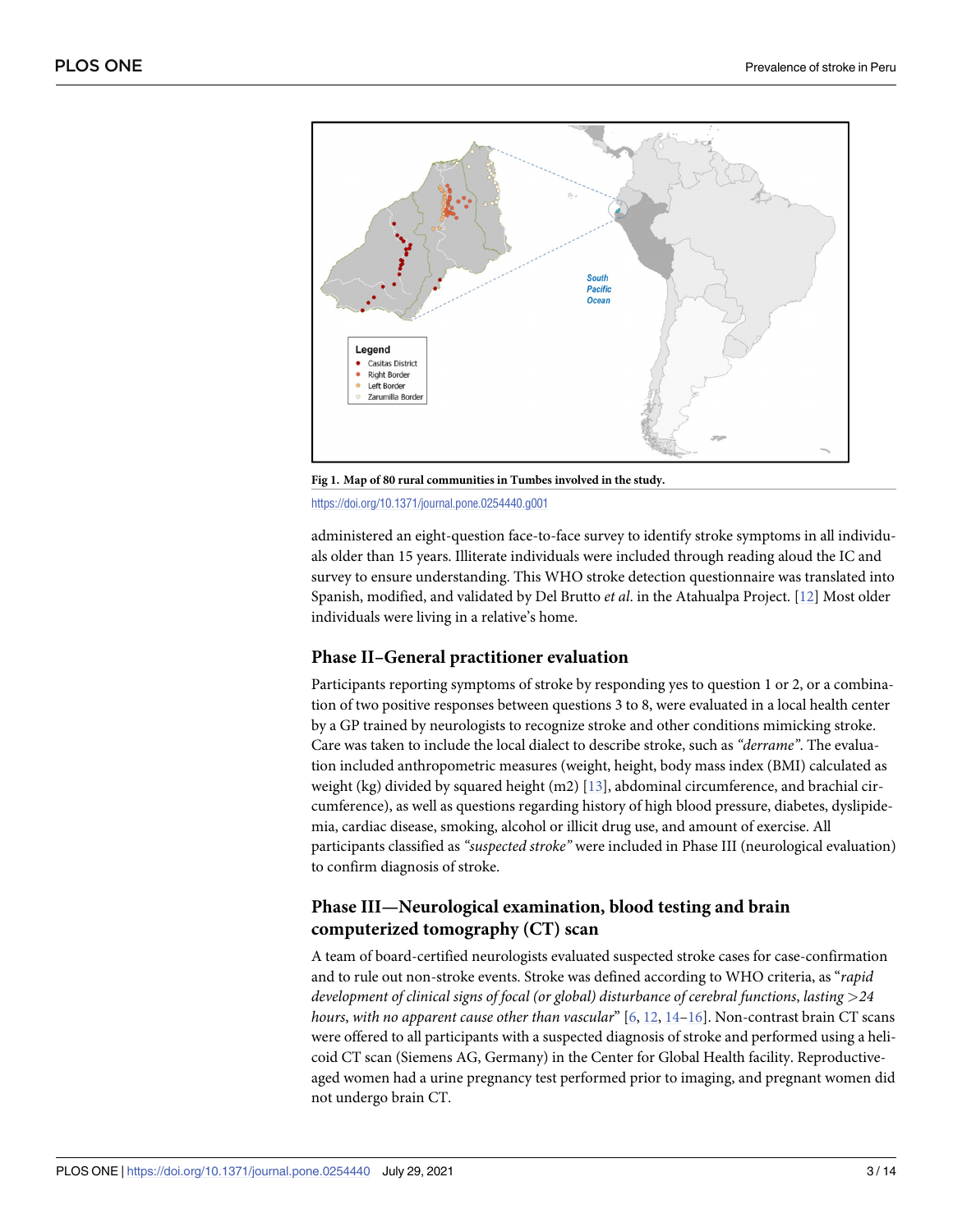**Fig 1. Map of 80 rural communities in Tumbes involved in the study.**

https://doi.org/10.1371/journal.pone.0254440.g001

administered an eight-question face-to-face survey to identify stroke symptoms in all individuals older than 15 years. Illiterate individuals were included through reading aloud the IC and survey to ensure understanding. This WHO stroke detection questionnaire was translated into Spanish, modified, and validated by Del Brutto *et al*. in the Atahualpa Project. [12] Most older individuals were living in a relative's home.

## Phase II–General practitioner evaluation

Participants reporting symptoms of stroke by responding yes to question 1 or 2, or a combination of two positive responses between questions 3 to 8, were evaluated in a local health center by a GP trained by neurologists to recognize stroke and other conditions mimicking stroke. Care was taken to include the local dialect to describe stroke, such as *"derrame"*. The evaluation included anthropometric measures (weight, height, body mass index (BMI) calculated as weight (kg) divided by squared height (m2) [13], abdominal circumference, and brachial circumference), as well as questions regarding history of high blood pressure, diabetes, dyslipidemia, cardiac disease, smoking, alcohol or illicit drug use, and amount of exercise. All participants classified as *"suspected stroke"* were included in Phase III (neurological evaluation) to confirm diagnosis of stroke.

## Phase III—Neurological examination, blood testing and brain computerized tomography (CT) scan

A team of board-certified neurologists evaluated suspected stroke cases for case-confirmation and to rule out non-stroke events. Stroke was defined according to WHO criteria, as "*rapid development of clinical signs of focal (or global) disturbance of cerebral functions, lasting >24 hours, with no apparent cause other than vascular*" [6, 12, 14–16]. Non-contrast brain CT scans were offered to all participants with a suspected diagnosis of stroke and performed using a helicoid CT scan (Siemens AG, Germany) in the Center for Global Health facility. Reproductive-aged women had a urine pregnancy test performed prior to imaging, and pregnant women did not undergo brain CT.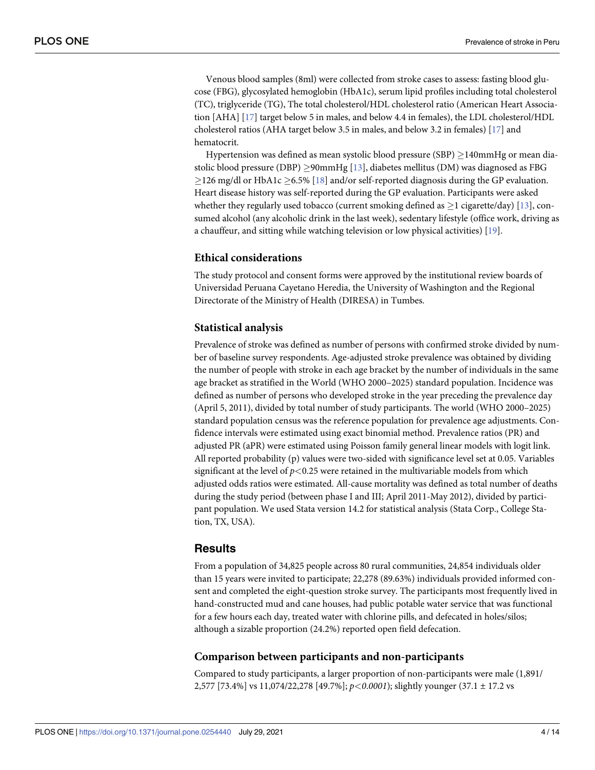Venous blood samples (8ml) were collected from stroke cases to assess: fasting blood glucose (FBG), glycosylated hemoglobin (HbA1c), serum lipid profiles including total cholesterol (TC), triglyceride (TG), The total cholesterol/HDL cholesterol ratio (American Heart Association [AHA] [17] target below 5 in males, and below 4.4 in females), the LDL cholesterol/HDL cholesterol ratios (AHA target below 3.5 in males, and below 3.2 in females) [17] and hematocrit.

Hypertension was defined as mean systolic blood pressure (SBP) $\geq$140mmHg or mean diastolic blood pressure (DBP) $\geq$90mmHg [13], diabetes mellitus (DM) was diagnosed as FBG $\geq$126 mg/dl or HbA1c $\geq$6.5% [18] and/or self-reported diagnosis during the GP evaluation. Heart disease history was self-reported during the GP evaluation. Participants were asked whether they regularly used tobacco (current smoking defined as $\geq$1 cigarette/day) [13], consumed alcohol (any alcoholic drink in the last week), sedentary lifestyle (office work, driving as a chauffeur, and sitting while watching television or low physical activities) [19].

### Ethical considerations

The study protocol and consent forms were approved by the institutional review boards of Universidad Peruana Cayetano Heredia, the University of Washington and the Regional Directorate of the Ministry of Health (DIRESA) in Tumbes.

### Statistical analysis

Prevalence of stroke was defined as number of persons with confirmed stroke divided by number of baseline survey respondents. Age-adjusted stroke prevalence was obtained by dividing the number of people with stroke in each age bracket by the number of individuals in the same age bracket as stratified in the World (WHO 2000–2025) standard population. Incidence was defined as number of persons who developed stroke in the year preceding the prevalence day (April 5, 2011), divided by total number of study participants. The world (WHO 2000–2025) standard population census was the reference population for prevalence age adjustments. Confidence intervals were estimated using exact binomial method. Prevalence ratios (PR) and adjusted PR (aPR) were estimated using Poisson family general linear models with logit link. All reported probability (p) values were two-sided with significance level set at 0.05. Variables significant at the level of $p<0.25$ were retained in the multivariable models from which adjusted odds ratios were estimated. All-cause mortality was defined as total number of deaths during the study period (between phase I and III; April 2011-May 2012), divided by participant population. We used Stata version 14.2 for statistical analysis (Stata Corp., College Station, TX, USA).

## Results

From a population of 34,825 people across 80 rural communities, 24,854 individuals older than 15 years were invited to participate; 22,278 (89.63%) individuals provided informed consent and completed the eight-question stroke survey. The participants most frequently lived in hand-constructed mud and cane houses, had public potable water service that was functional for a few hours each day, treated water with chlorine pills, and defecated in holes/silos; although a sizable proportion (24.2%) reported open field defecation.

### Comparison between participants and non-participants

Compared to study participants, a larger proportion of non-participants were male (1,891/2,577 [73.4%] vs 11,074/22,278 [49.7%]; $p<0.0001$); slightly younger (37.1 ± 17.2 vs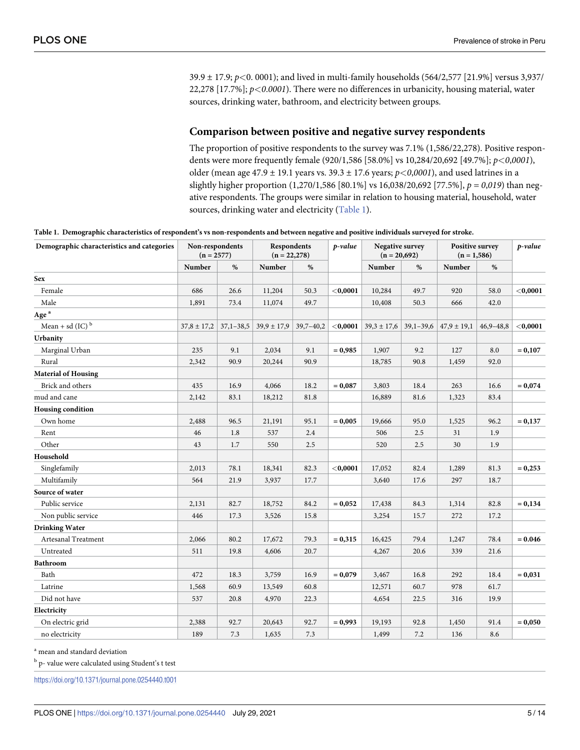39.9 ± 17.9; $p < 0.0001$); and lived in multi-family households (564/2,577 [21.9%] versus 3,937/22,278 [17.7%]; $p < 0.0001$). There were no differences in urbanicity, housing material, water sources, drinking water, bathroom, and electricity between groups.

## Comparison between positive and negative survey respondents

The proportion of positive respondents to the survey was 7.1% (1,586/22,278). Positive respondents were more frequently female (920/1,586 [58.0%] vs 10,284/20,692 [49.7%]; $p < 0,0001$), older (mean age 47.9 ± 19.1 years vs. 39.3 ± 17.6 years; $p < 0,0001$), and used latrines in a slightly higher proportion (1,270/1,586 [80.1%] vs 16,038/20,692 [77.5%], $p = 0,019$) than negative respondents. The groups were similar in relation to housing material, household, water sources, drinking water and electricity (Table 1).

**Table 1. Demographic characteristics of respondent's vs non-respondents and between negative and positive individuals surveyed for stroke.**

| Demographic characteristics and categories | Non-respondents (n = 2577) | | Respondents (n = 22,278) | | *p-value* | Negative survey (n = 20,692) | | Positive survey (n = 1,586) | | *p-value* |
|---|---|---|---|---|---|---|---|---|---|---|
| | Number | % | Number | % | | Number | % | Number | % | |
| **Sex** | | | | | | | | | | |
| Female | 686 | 26.6 | 11,204 | 50.3 | **<0,0001** | 10,284 | 49.7 | 920 | 58.0 | **<0,0001** |
| Male | 1,891 | 73.4 | 11,074 | 49.7 | | 10,408 | 50.3 | 666 | 42.0 | |
| **Age** [a] | | | | | | | | | | |
| Mean + sd (IC) [b] | 37,8 ± 17,2 | 37,1–38,5 | 39,9 ± 17,9 | 39,7–40,2 | **<0,0001** | 39,3 ± 17,6 | 39,1–39,6 | 47,9 ± 19,1 | 46,9–48,8 | **<0,0001** |
| **Urbanity** | | | | | | | | | | |
| Marginal Urban | 235 | 9.1 | 2,034 | 9.1 | **= 0,985** | 1,907 | 9.2 | 127 | 8.0 | **= 0,107** |
| Rural | 2,342 | 90.9 | 20,244 | 90.9 | | 18,785 | 90.8 | 1,459 | 92.0 | |
| **Material of Housing** | | | | | | | | | | |
| Brick and others | 435 | 16.9 | 4,066 | 18.2 | **= 0,087** | 3,803 | 18.4 | 263 | 16.6 | **= 0,074** |
| mud and cane | 2,142 | 83.1 | 18,212 | 81.8 | | 16,889 | 81.6 | 1,323 | 83.4 | |
| **Housing condition** | | | | | | | | | | |
| Own home | 2,488 | 96.5 | 21,191 | 95.1 | **= 0,005** | 19,666 | 95.0 | 1,525 | 96.2 | **= 0,137** |
| Rent | 46 | 1.8 | 537 | 2.4 | | 506 | 2.5 | 31 | 1.9 | |
| Other | 43 | 1.7 | 550 | 2.5 | | 520 | 2.5 | 30 | 1.9 | |
| **Household** | | | | | | | | | | |
| Singlefamily | 2,013 | 78.1 | 18,341 | 82.3 | **<0,0001** | 17,052 | 82.4 | 1,289 | 81.3 | **= 0,253** |
| Multifamily | 564 | 21.9 | 3,937 | 17.7 | | 3,640 | 17.6 | 297 | 18.7 | |
| **Source of water** | | | | | | | | | | |
| Public service | 2,131 | 82.7 | 18,752 | 84.2 | **= 0,052** | 17,438 | 84.3 | 1,314 | 82.8 | **= 0,134** |
| Non public service | 446 | 17.3 | 3,526 | 15.8 | | 3,254 | 15.7 | 272 | 17.2 | |
| **Drinking Water** | | | | | | | | | | |
| Artesanal Treatment | 2,066 | 80.2 | 17,672 | 79.3 | **= 0,315** | 16,425 | 79.4 | 1,247 | 78.4 | **= 0.046** |
| Untreated | 511 | 19.8 | 4,606 | 20.7 | | 4,267 | 20.6 | 339 | 21.6 | |
| **Bathroom** | | | | | | | | | | |
| Bath | 472 | 18.3 | 3,759 | 16.9 | **= 0,079** | 3,467 | 16.8 | 292 | 18.4 | **= 0,031** |
| Latrine | 1,568 | 60.9 | 13,549 | 60.8 | | 12,571 | 60.7 | 978 | 61.7 | |
| Did not have | 537 | 20.8 | 4,970 | 22.3 | | 4,654 | 22.5 | 316 | 19.9 | |
| **Electricity** | | | | | | | | | | |
| On electric grid | 2,388 | 92.7 | 20,643 | 92.7 | **= 0,993** | 19,193 | 92.8 | 1,450 | 91.4 | **= 0,050** |
| no electricity | 189 | 7.3 | 1,635 | 7.3 | | 1,499 | 7.2 | 136 | 8.6 | |

[a] mean and standard deviation

[b] p- value were calculated using Student's t test

https://doi.org/10.1371/journal.pone.0254440.t001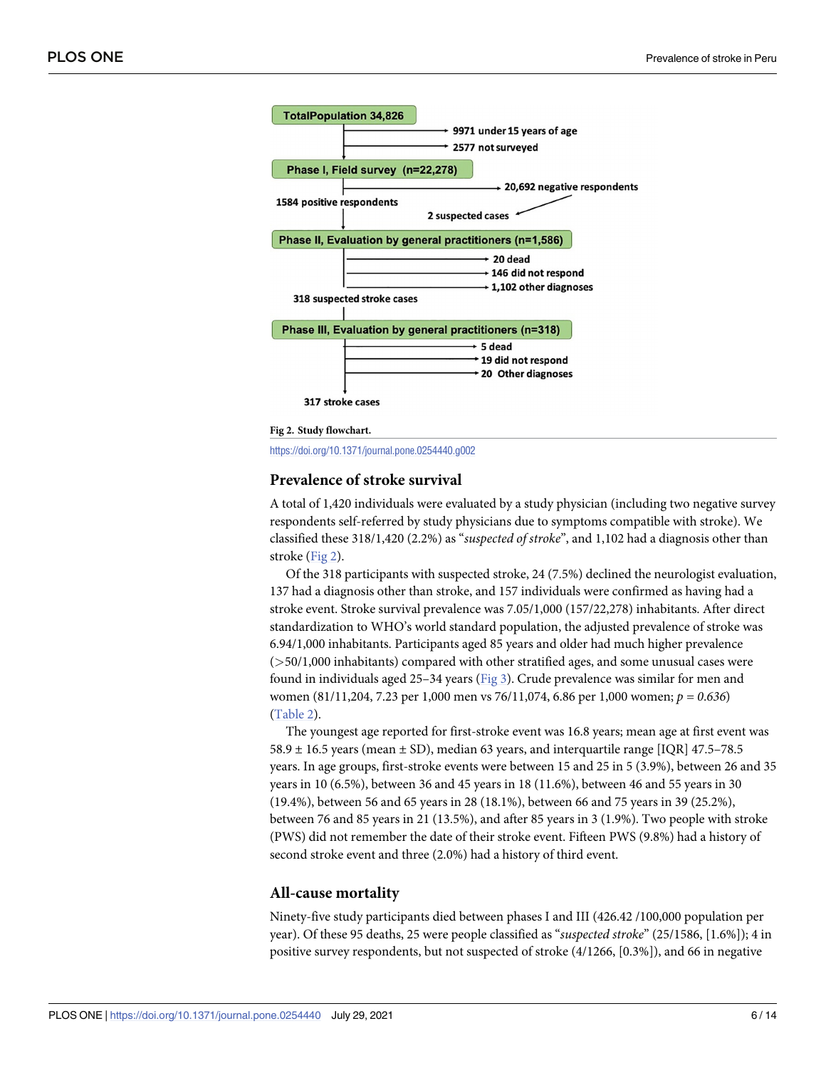Fig 2. Study flowchart.

https://doi.org/10.1371/journal.pone.0254440.g002

## Prevalence of stroke survival

A total of 1,420 individuals were evaluated by a study physician (including two negative survey respondents self-referred by study physicians due to symptoms compatible with stroke). We classified these 318/1,420 (2.2%) as "*suspected of stroke*", and 1,102 had a diagnosis other than stroke (Fig 2).

Of the 318 participants with suspected stroke, 24 (7.5%) declined the neurologist evaluation, 137 had a diagnosis other than stroke, and 157 individuals were confirmed as having had a stroke event. Stroke survival prevalence was 7.05/1,000 (157/22,278) inhabitants. After direct standardization to WHO's world standard population, the adjusted prevalence of stroke was 6.94/1,000 inhabitants. Participants aged 85 years and older had much higher prevalence (>50/1,000 inhabitants) compared with other stratified ages, and some unusual cases were found in individuals aged 25–34 years (Fig 3). Crude prevalence was similar for men and women (81/11,204, 7.23 per 1,000 men vs 76/11,074, 6.86 per 1,000 women; $p = 0.636$) (Table 2).

The youngest age reported for first-stroke event was 16.8 years; mean age at first event was 58.9 ± 16.5 years (mean ± SD), median 63 years, and interquartile range [IQR] 47.5–78.5 years. In age groups, first-stroke events were between 15 and 25 in 5 (3.9%), between 26 and 35 years in 10 (6.5%), between 36 and 45 years in 18 (11.6%), between 46 and 55 years in 30 (19.4%), between 56 and 65 years in 28 (18.1%), between 66 and 75 years in 39 (25.2%), between 76 and 85 years in 21 (13.5%), and after 85 years in 3 (1.9%). Two people with stroke (PWS) did not remember the date of their stroke event. Fifteen PWS (9.8%) had a history of second stroke event and three (2.0%) had a history of third event.

## All-cause mortality

Ninety-five study participants died between phases I and III (426.42 /100,000 population per year). Of these 95 deaths, 25 were people classified as "*suspected stroke*" (25/1586, [1.6%]); 4 in positive survey respondents, but not suspected of stroke (4/1266, [0.3%]), and 66 in negative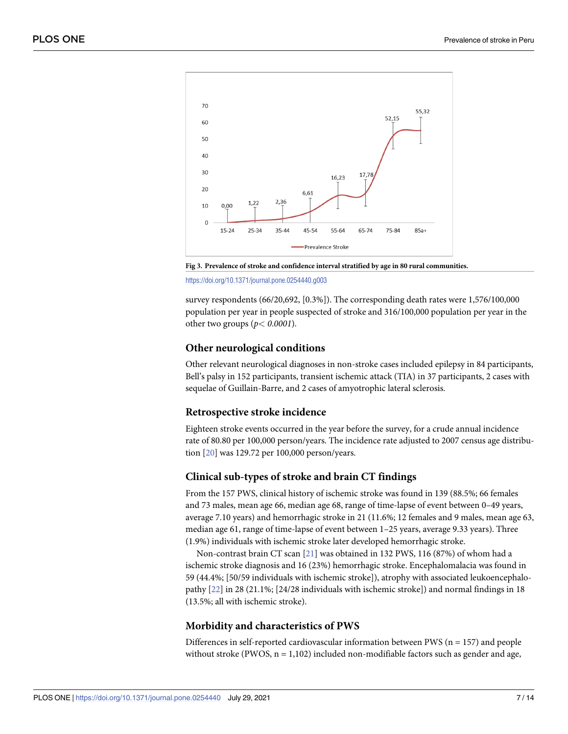Fig 3. Prevalence of stroke and confidence interval stratified by age in 80 rural communities.

https://doi.org/10.1371/journal.pone.0254440.g003

survey respondents (66/20,692, [0.3%]). The corresponding death rates were 1,576/100,000 population per year in people suspected of stroke and 316/100,000 population per year in the other two groups ($p < 0.0001$).

## Other neurological conditions

Other relevant neurological diagnoses in non-stroke cases included epilepsy in 84 participants, Bell's palsy in 152 participants, transient ischemic attack (TIA) in 37 participants, 2 cases with sequelae of Guillain-Barre, and 2 cases of amyotrophic lateral sclerosis.

## Retrospective stroke incidence

Eighteen stroke events occurred in the year before the survey, for a crude annual incidence rate of 80.80 per 100,000 person/years. The incidence rate adjusted to 2007 census age distribution [20] was 129.72 per 100,000 person/years.

## Clinical sub-types of stroke and brain CT findings

From the 157 PWS, clinical history of ischemic stroke was found in 139 (88.5%; 66 females and 73 males, mean age 66, median age 68, range of time-lapse of event between 0–49 years, average 7.10 years) and hemorrhagic stroke in 21 (11.6%; 12 females and 9 males, mean age 63, median age 61, range of time-lapse of event between 1–25 years, average 9.33 years). Three (1.9%) individuals with ischemic stroke later developed hemorrhagic stroke.

Non-contrast brain CT scan [21] was obtained in 132 PWS, 116 (87%) of whom had a ischemic stroke diagnosis and 16 (23%) hemorrhagic stroke. Encephalomalacia was found in 59 (44.4%; [50/59 individuals with ischemic stroke]), atrophy with associated leukoencephalopathy [22] in 28 (21.1%; [24/28 individuals with ischemic stroke]) and normal findings in 18 (13.5%; all with ischemic stroke).

## Morbidity and characteristics of PWS

Differences in self-reported cardiovascular information between PWS (n = 157) and people without stroke (PWOS, n = 1,102) included non-modifiable factors such as gender and age,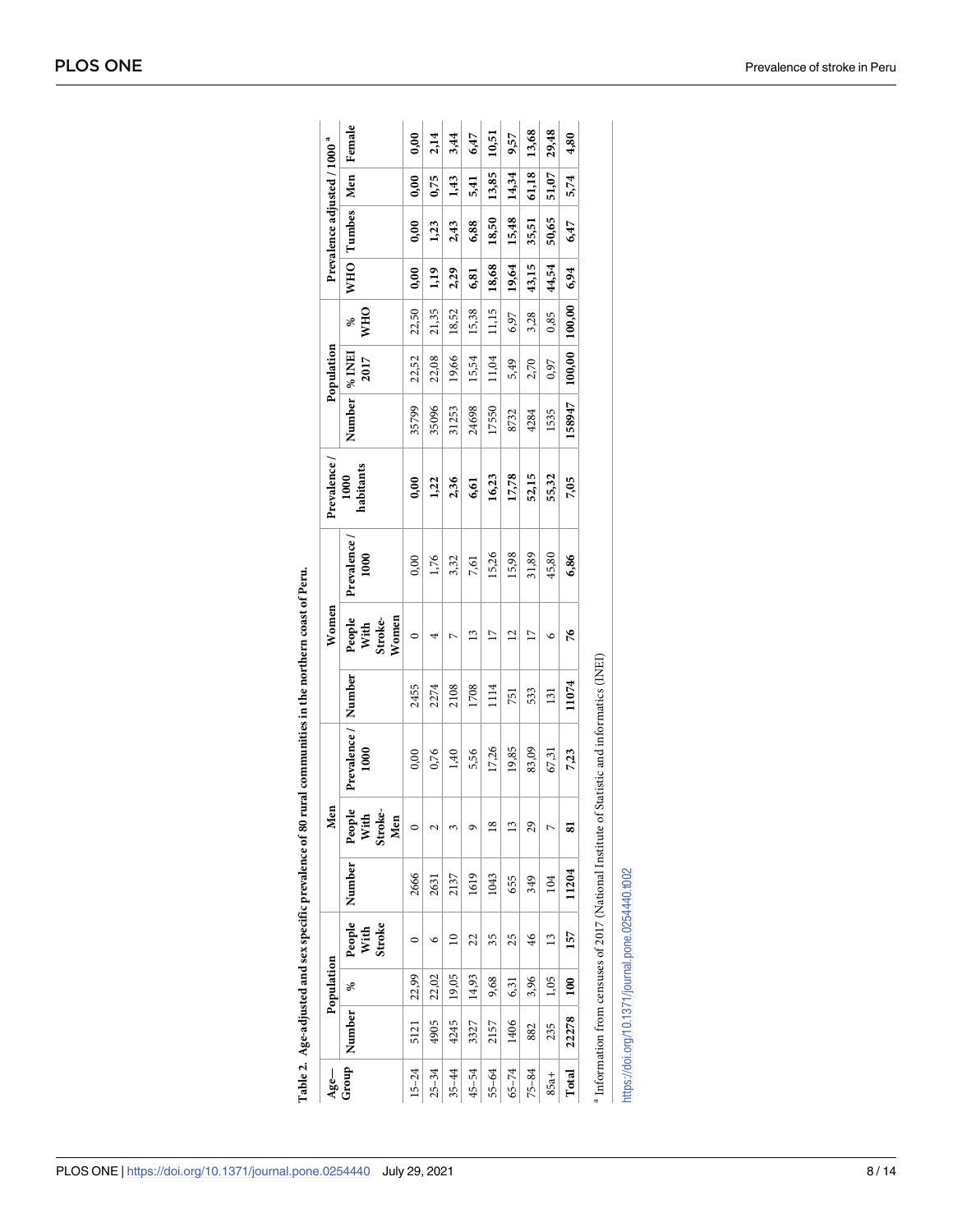**Table 2. Age-adjusted and sex specific prevalence of stroke in 80 rural communities in the northern coast of Peru.**

| Age—Group | Population | | | Men | | | Women | | | Prevalence / 1000 habitants | Population | | | Prevalence adjusted / 1000 [a] | | | |
|---|---|---|---|---|---|---|---|---|---|---|---|---|---|---|---|---|---|
| | Number | % | People With Stroke | Number | People With Stroke-Men | Prevalence / 1000 | Number | People With Stroke-Women | Prevalence / 1000 | | Number | % INEI 2017 | % WHO | WHO | Tumbes | Men | Female |
| 15–24 | 5121 | 22,99 | 0 | 2666 | 0 | 0,00 | 2455 | 0 | 0,00 | **0,00** | 35799 | 22,52 | 22,50 | **0,00** | **0,00** | **0,00** | **0,00** |
| 25–34 | 4905 | 22,02 | 6 | 2631 | 2 | 0,76 | 2274 | 4 | 1,76 | **1,22** | 35096 | 22,08 | 21,35 | **1,19** | **1,23** | **0,75** | **2,14** |
| 35–44 | 4245 | 19,05 | 10 | 2137 | 3 | 1,40 | 2108 | 7 | 3,32 | **2,36** | 31253 | 19,66 | 18,52 | **2,29** | **2,43** | **1,43** | **3,44** |
| 45–54 | 3327 | 14,93 | 22 | 1619 | 9 | 5,56 | 1708 | 13 | 7,61 | **6,61** | 24698 | 15,54 | 15,38 | **6,81** | **6,88** | **5,41** | **6,47** |
| 55–64 | 2157 | 9,68 | 35 | 1043 | 18 | 17,26 | 1114 | 17 | 15,26 | **16,23** | 17550 | 11,04 | 11,15 | **18,68** | **18,50** | **13,85** | **10,51** |
| 65–74 | 1406 | 6,31 | 25 | 655 | 13 | 19,85 | 751 | 12 | 15,98 | **17,78** | 8732 | 5,49 | 6,97 | **19,64** | **15,48** | **14,34** | **9,57** |
| 75–84 | 882 | 3,96 | 46 | 349 | 29 | 83,09 | 533 | 17 | 31,89 | **52,15** | 4284 | 2,70 | 3,28 | **43,15** | **35,51** | **61,18** | **13,68** |
| 85a+ | 235 | 1,05 | 13 | 104 | 7 | 67,31 | 131 | 6 | 45,80 | **55,32** | 1535 | 0,97 | 0,85 | **44,54** | **50,65** | **51,07** | **29,48** |
| **Total** | **22278** | **100** | **157** | **11204** | **81** | **7,23** | **11074** | **76** | **6,86** | **7,05** | **158947** | **100,00** | **100,00** | **6,94** | **6,47** | **5,74** | **4,80** |

[a] Information from censuses of 2017 (National Institute of Statistic and informatics (INEI)

https://doi.org/10.1371/journal.pone.0254440.t002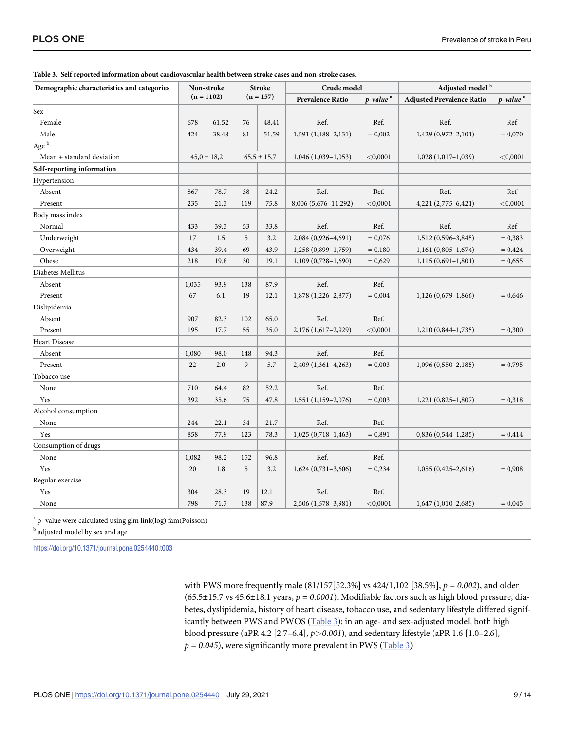**Table 3. Self reported information about cardiovascular health between stroke cases and non-stroke cases.**

| Demographic characteristics and categories | Non-stroke (n = 1102) | | Stroke (n = 157) | | Crude model | | Adjusted model [b] | |
|---|---|---|---|---|---|---|---|---|
| | | | | | Prevalence Ratio | *p-value* [a] | Adjusted Prevalence Ratio | *p-value* [a] |
| Sex | | | | | | | | |
| Female | 678 | 61.52 | 76 | 48.41 | Ref. | Ref. | Ref. | Ref |
| Male | 424 | 38.48 | 81 | 51.59 | 1,591 (1,188–2,131) | = 0,002 | 1,429 (0,972–2,101) | = 0,070 |
| Age [b] | | | | | | | | |
| Mean + standard deviation | 45,0 ± 18,2 | | 65,5 ± 15,7 | | 1,046 (1,039–1,053) | <0,0001 | 1,028 (1,017–1,039) | <0,0001 |
| **Self-reporting information** | | | | | | | | |
| Hypertension | | | | | | | | |
| Absent | 867 | 78.7 | 38 | 24.2 | Ref. | Ref. | Ref. | Ref |
| Present | 235 | 21.3 | 119 | 75.8 | 8,006 (5,676–11,292) | <0,0001 | 4,221 (2,775–6,421) | <0,0001 |
| Body mass index | | | | | | | | |
| Normal | 433 | 39.3 | 53 | 33.8 | Ref. | Ref. | Ref. | Ref |
| Underweight | 17 | 1.5 | 5 | 3.2 | 2,084 (0,926–4,691) | = 0,076 | 1,512 (0,596–3,845) | = 0,383 |
| Overweight | 434 | 39.4 | 69 | 43.9 | 1,258 (0,899–1,759) | = 0,180 | 1,161 (0,805–1,674) | = 0,424 |
| Obese | 218 | 19.8 | 30 | 19.1 | 1,109 (0,728–1,690) | = 0,629 | 1,115 (0,691–1,801) | = 0,655 |
| Diabetes Mellitus | | | | | | | | |
| Absent | 1,035 | 93.9 | 138 | 87.9 | Ref. | Ref. | | |
| Present | 67 | 6.1 | 19 | 12.1 | 1,878 (1,226–2,877) | = 0,004 | 1,126 (0,679–1,866) | = 0,646 |
| Dislipidemia | | | | | | | | |
| Absent | 907 | 82.3 | 102 | 65.0 | Ref. | Ref. | | |
| Present | 195 | 17.7 | 55 | 35.0 | 2,176 (1,617–2,929) | <0,0001 | 1,210 (0,844–1,735) | = 0,300 |
| Heart Disease | | | | | | | | |
| Absent | 1,080 | 98.0 | 148 | 94.3 | Ref. | Ref. | | |
| Present | 22 | 2.0 | 9 | 5.7 | 2,409 (1,361–4,263) | = 0,003 | 1,096 (0,550–2,185) | = 0,795 |
| Tobacco use | | | | | | | | |
| None | 710 | 64.4 | 82 | 52.2 | Ref. | Ref. | | |
| Yes | 392 | 35.6 | 75 | 47.8 | 1,551 (1,159–2,076) | = 0,003 | 1,221 (0,825–1,807) | = 0,318 |
| Alcohol consumption | | | | | | | | |
| None | 244 | 22.1 | 34 | 21.7 | Ref. | Ref. | | |
| Yes | 858 | 77.9 | 123 | 78.3 | 1,025 (0,718–1,463) | = 0,891 | 0,836 (0,544–1,285) | = 0,414 |
| Consumption of drugs | | | | | | | | |
| None | 1,082 | 98.2 | 152 | 96.8 | Ref. | Ref. | | |
| Yes | 20 | 1.8 | 5 | 3.2 | 1,624 (0,731–3,606) | = 0,234 | 1,055 (0,425–2,616) | = 0,908 |
| Regular exercise | | | | | | | | |
| Yes | 304 | 28.3 | 19 | 12.1 | Ref. | Ref. | | |
| None | 798 | 71.7 | 138 | 87.9 | 2,506 (1,578–3,981) | <0,0001 | 1,647 (1,010–2,685) | = 0,045 |

[a] p- value were calculated using glm link(log) fam(Poisson)

[b] adjusted model by sex and age

https://doi.org/10.1371/journal.pone.0254440.t003

with PWS more frequently male (81/157[52.3%] vs 424/1,102 [38.5%], $p = 0.002$), and older (65.5±15.7 vs 45.6±18.1 years, $p = 0.0001$). Modifiable factors such as high blood pressure, diabetes, dyslipidemia, history of heart disease, tobacco use, and sedentary lifestyle differed significantly between PWS and PWOS (Table 3): in an age- and sex-adjusted model, both high blood pressure (aPR 4.2 [2.7–6.4], $p > 0.001$), and sedentary lifestyle (aPR 1.6 [1.0–2.6], $p = 0.045$), were significantly more prevalent in PWS (Table 3).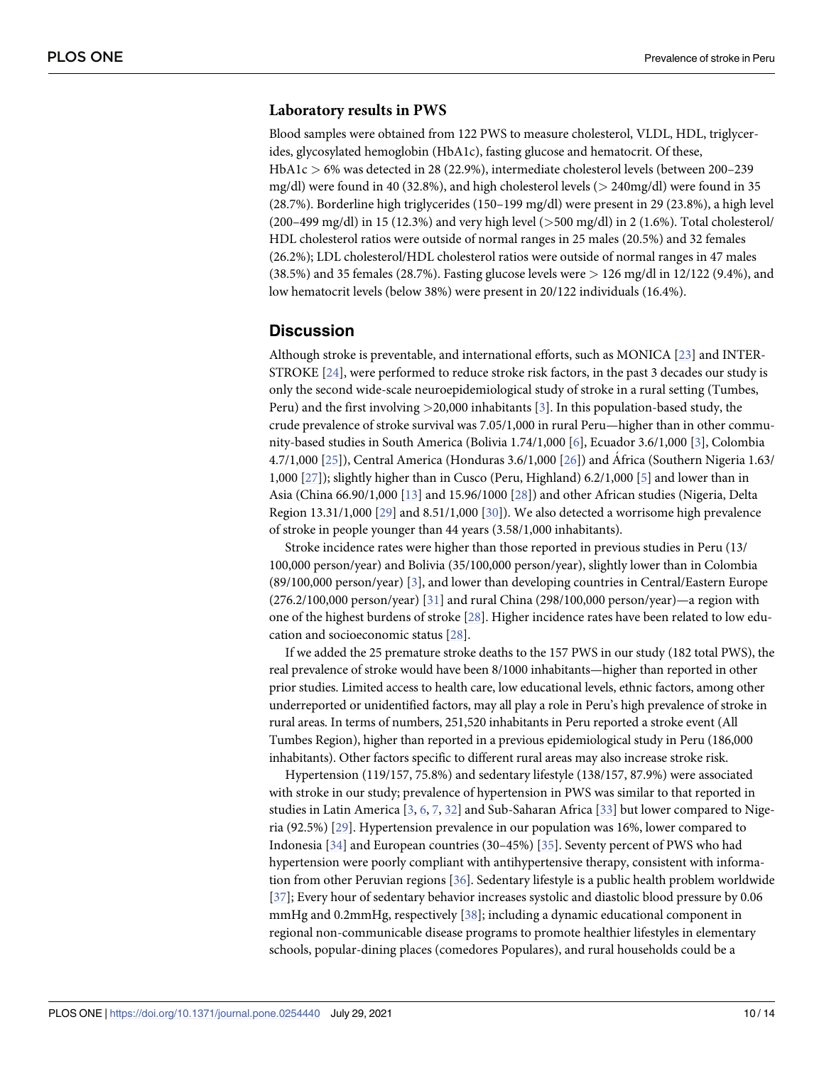### Laboratory results in PWS

Blood samples were obtained from 122 PWS to measure cholesterol, VLDL, HDL, triglycerides, glycosylated hemoglobin (HbA1c), fasting glucose and hematocrit. Of these, HbA1c > 6% was detected in 28 (22.9%), intermediate cholesterol levels (between 200–239 mg/dl) were found in 40 (32.8%), and high cholesterol levels (> 240mg/dl) were found in 35 (28.7%). Borderline high triglycerides (150–199 mg/dl) were present in 29 (23.8%), a high level (200–499 mg/dl) in 15 (12.3%) and very high level (>500 mg/dl) in 2 (1.6%). Total cholesterol/HDL cholesterol ratios were outside of normal ranges in 25 males (20.5%) and 32 females (26.2%); LDL cholesterol/HDL cholesterol ratios were outside of normal ranges in 47 males (38.5%) and 35 females (28.7%). Fasting glucose levels were > 126 mg/dl in 12/122 (9.4%), and low hematocrit levels (below 38%) were present in 20/122 individuals (16.4%).

## Discussion

Although stroke is preventable, and international efforts, such as MONICA [23] and INTERSTROKE [24], were performed to reduce stroke risk factors, in the past 3 decades our study is only the second wide-scale neuroepidemiological study of stroke in a rural setting (Tumbes, Peru) and the first involving >20,000 inhabitants [3]. In this population-based study, the crude prevalence of stroke survival was 7.05/1,000 in rural Peru—higher than in other community-based studies in South America (Bolivia 1.74/1,000 [6], Ecuador 3.6/1,000 [3], Colombia 4.7/1,000 [25]), Central America (Honduras 3.6/1,000 [26]) and África (Southern Nigeria 1.63/1,000 [27]); slightly higher than in Cusco (Peru, Highland) 6.2/1,000 [5] and lower than in Asia (China 66.90/1,000 [13] and 15.96/1000 [28]) and other African studies (Nigeria, Delta Region 13.31/1,000 [29] and 8.51/1,000 [30]). We also detected a worrisome high prevalence of stroke in people younger than 44 years (3.58/1,000 inhabitants).

Stroke incidence rates were higher than those reported in previous studies in Peru (13/100,000 person/year) and Bolivia (35/100,000 person/year), slightly lower than in Colombia (89/100,000 person/year) [3], and lower than developing countries in Central/Eastern Europe (276.2/100,000 person/year) [31] and rural China (298/100,000 person/year)—a region with one of the highest burdens of stroke [28]. Higher incidence rates have been related to low education and socioeconomic status [28].

If we added the 25 premature stroke deaths to the 157 PWS in our study (182 total PWS), the real prevalence of stroke would have been 8/1000 inhabitants—higher than reported in other prior studies. Limited access to health care, low educational levels, ethnic factors, among other underreported or unidentified factors, may all play a role in Peru's high prevalence of stroke in rural areas. In terms of numbers, 251,520 inhabitants in Peru reported a stroke event (All Tumbes Region), higher than reported in a previous epidemiological study in Peru (186,000 inhabitants). Other factors specific to different rural areas may also increase stroke risk.

Hypertension (119/157, 75.8%) and sedentary lifestyle (138/157, 87.9%) were associated with stroke in our study; prevalence of hypertension in PWS was similar to that reported in studies in Latin America [3, 6, 7, 32] and Sub-Saharan Africa [33] but lower compared to Nigeria (92.5%) [29]. Hypertension prevalence in our population was 16%, lower compared to Indonesia [34] and European countries (30–45%) [35]. Seventy percent of PWS who had hypertension were poorly compliant with antihypertensive therapy, consistent with information from other Peruvian regions [36]. Sedentary lifestyle is a public health problem worldwide [37]; Every hour of sedentary behavior increases systolic and diastolic blood pressure by 0.06 mmHg and 0.2mmHg, respectively [38]; including a dynamic educational component in regional non-communicable disease programs to promote healthier lifestyles in elementary schools, popular-dining places (comedores Populares), and rural households could be a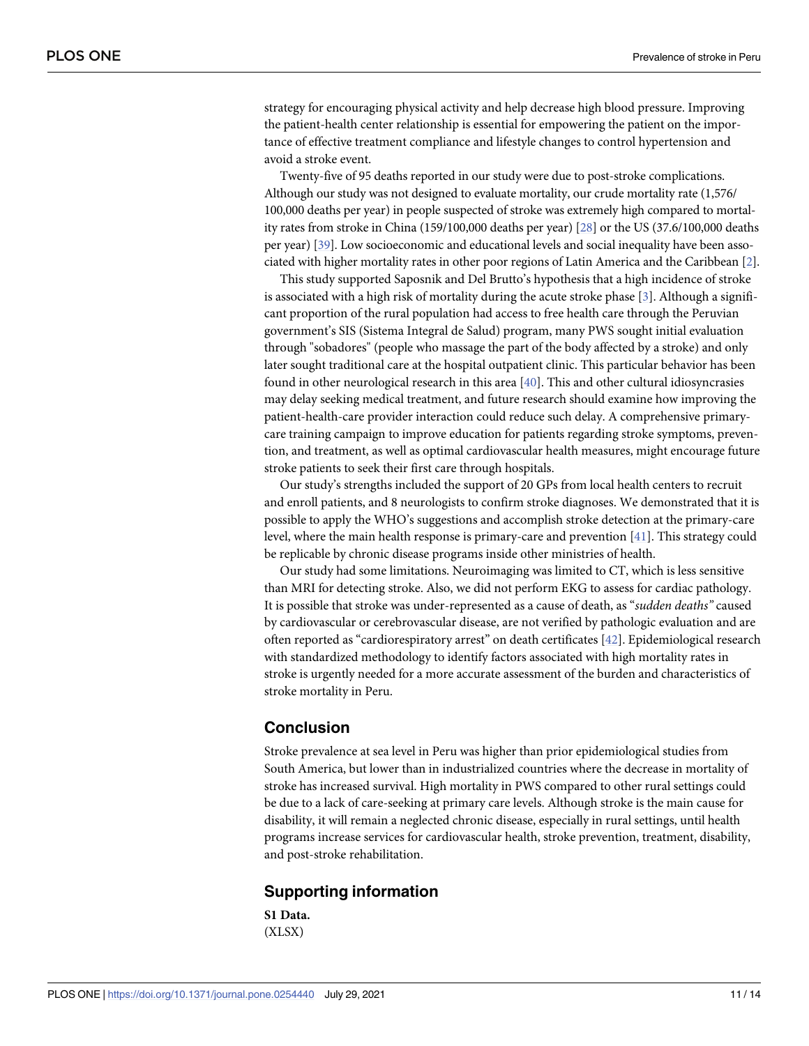strategy for encouraging physical activity and help decrease high blood pressure. Improving the patient-health center relationship is essential for empowering the patient on the importance of effective treatment compliance and lifestyle changes to control hypertension and avoid a stroke event.

Twenty-five of 95 deaths reported in our study were due to post-stroke complications. Although our study was not designed to evaluate mortality, our crude mortality rate (1,576/100,000 deaths per year) in people suspected of stroke was extremely high compared to mortality rates from stroke in China (159/100,000 deaths per year) [28] or the US (37.6/100,000 deaths per year) [39]. Low socioeconomic and educational levels and social inequality have been associated with higher mortality rates in other poor regions of Latin America and the Caribbean [2].

This study supported Saposnik and Del Brutto's hypothesis that a high incidence of stroke is associated with a high risk of mortality during the acute stroke phase [3]. Although a significant proportion of the rural population had access to free health care through the Peruvian government's SIS (Sistema Integral de Salud) program, many PWS sought initial evaluation through "sobadores" (people who massage the part of the body affected by a stroke) and only later sought traditional care at the hospital outpatient clinic. This particular behavior has been found in other neurological research in this area [40]. This and other cultural idiosyncrasies may delay seeking medical treatment, and future research should examine how improving the patient-health-care provider interaction could reduce such delay. A comprehensive primary-care training campaign to improve education for patients regarding stroke symptoms, prevention, and treatment, as well as optimal cardiovascular health measures, might encourage future stroke patients to seek their first care through hospitals.

Our study's strengths included the support of 20 GPs from local health centers to recruit and enroll patients, and 8 neurologists to confirm stroke diagnoses. We demonstrated that it is possible to apply the WHO's suggestions and accomplish stroke detection at the primary-care level, where the main health response is primary-care and prevention [41]. This strategy could be replicable by chronic disease programs inside other ministries of health.

Our study had some limitations. Neuroimaging was limited to CT, which is less sensitive than MRI for detecting stroke. Also, we did not perform EKG to assess for cardiac pathology. It is possible that stroke was under-represented as a cause of death, as "*sudden deaths*" caused by cardiovascular or cerebrovascular disease, are not verified by pathologic evaluation and are often reported as "cardiorespiratory arrest" on death certificates [42]. Epidemiological research with standardized methodology to identify factors associated with high mortality rates in stroke is urgently needed for a more accurate assessment of the burden and characteristics of stroke mortality in Peru.

## Conclusion

Stroke prevalence at sea level in Peru was higher than prior epidemiological studies from South America, but lower than in industrialized countries where the decrease in mortality of stroke has increased survival. High mortality in PWS compared to other rural settings could be due to a lack of care-seeking at primary care levels. Although stroke is the main cause for disability, it will remain a neglected chronic disease, especially in rural settings, until health programs increase services for cardiovascular health, stroke prevention, treatment, disability, and post-stroke rehabilitation.

## Supporting information

**S1 Data.**
(XLSX)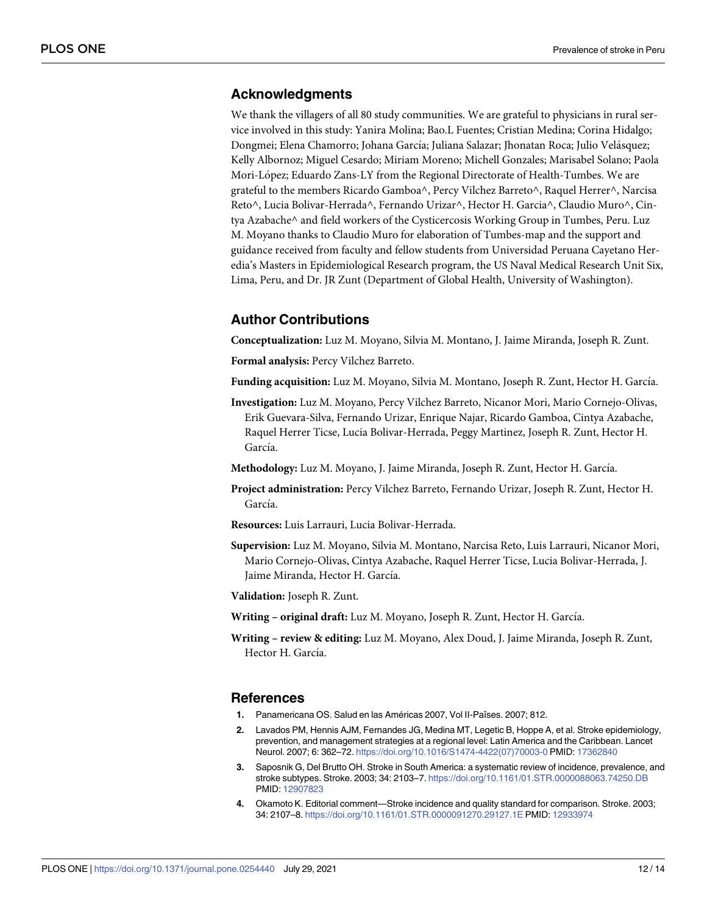## Acknowledgments

We thank the villagers of all 80 study communities. We are grateful to physicians in rural service involved in this study: Yanira Molina; Bao.L Fuentes; Cristian Medina; Corina Hidalgo; Dongmei; Elena Chamorro; Johana García; Juliana Salazar; Jhonatan Roca; Julio Velásquez; Kelly Albornoz; Miguel Cesardo; Miriam Moreno; Michell Gonzales; Marisabel Solano; Paola Mori-López; Eduardo Zans-LY from the Regional Directorate of Health-Tumbes. We are grateful to the members Ricardo Gamboa^, Percy Vilchez Barreto^, Raquel Herrer^, Narcisa Reto^, Lucia Bolivar-Herrada^, Fernando Urizar^, Hector H. Garcia^, Claudio Muro^, Cintya Azabache^ and field workers of the Cysticercosis Working Group in Tumbes, Peru. Luz M. Moyano thanks to Claudio Muro for elaboration of Tumbes-map and the support and guidance received from faculty and fellow students from Universidad Peruana Cayetano Heredia's Masters in Epidemiological Research program, the US Naval Medical Research Unit Six, Lima, Peru, and Dr. JR Zunt (Department of Global Health, University of Washington).

## Author Contributions

**Conceptualization:** Luz M. Moyano, Silvia M. Montano, J. Jaime Miranda, Joseph R. Zunt.

**Formal analysis:** Percy Vilchez Barreto.

**Funding acquisition:** Luz M. Moyano, Silvia M. Montano, Joseph R. Zunt, Hector H. García.

**Investigation:** Luz M. Moyano, Percy Vilchez Barreto, Nicanor Mori, Mario Cornejo-Olivas, Erik Guevara-Silva, Fernando Urizar, Enrique Najar, Ricardo Gamboa, Cintya Azabache, Raquel Herrer Ticse, Lucia Bolivar-Herrada, Peggy Martinez, Joseph R. Zunt, Hector H. García.

**Methodology:** Luz M. Moyano, J. Jaime Miranda, Joseph R. Zunt, Hector H. García.

**Project administration:** Percy Vilchez Barreto, Fernando Urizar, Joseph R. Zunt, Hector H. García.

**Resources:** Luis Larrauri, Lucia Bolivar-Herrada.

**Supervision:** Luz M. Moyano, Silvia M. Montano, Narcisa Reto, Luis Larrauri, Nicanor Mori, Mario Cornejo-Olivas, Cintya Azabache, Raquel Herrer Ticse, Lucia Bolivar-Herrada, J. Jaime Miranda, Hector H. García.

**Validation:** Joseph R. Zunt.

**Writing – original draft:** Luz M. Moyano, Joseph R. Zunt, Hector H. García.

**Writing – review & editing:** Luz M. Moyano, Alex Doud, J. Jaime Miranda, Joseph R. Zunt, Hector H. García.

## References

1. Panamericana OS. Salud en las Américas 2007, Vol II-Países. 2007; 812.
2. Lavados PM, Hennis AJM, Fernandes JG, Medina MT, Legetic B, Hoppe A, et al. Stroke epidemiology, prevention, and management strategies at a regional level: Latin America and the Caribbean. Lancet Neurol. 2007; 6: 362–72. https://doi.org/10.1016/S1474-4422(07)70003-0 PMID: 17362840
3. Saposnik G, Del Brutto OH. Stroke in South America: a systematic review of incidence, prevalence, and stroke subtypes. Stroke. 2003; 34: 2103–7. https://doi.org/10.1161/01.STR.0000088063.74250.DB PMID: 12907823
4. Okamoto K. Editorial comment—Stroke incidence and quality standard for comparison. Stroke. 2003; 34: 2107–8. https://doi.org/10.1161/01.STR.0000091270.29127.1E PMID: 12933974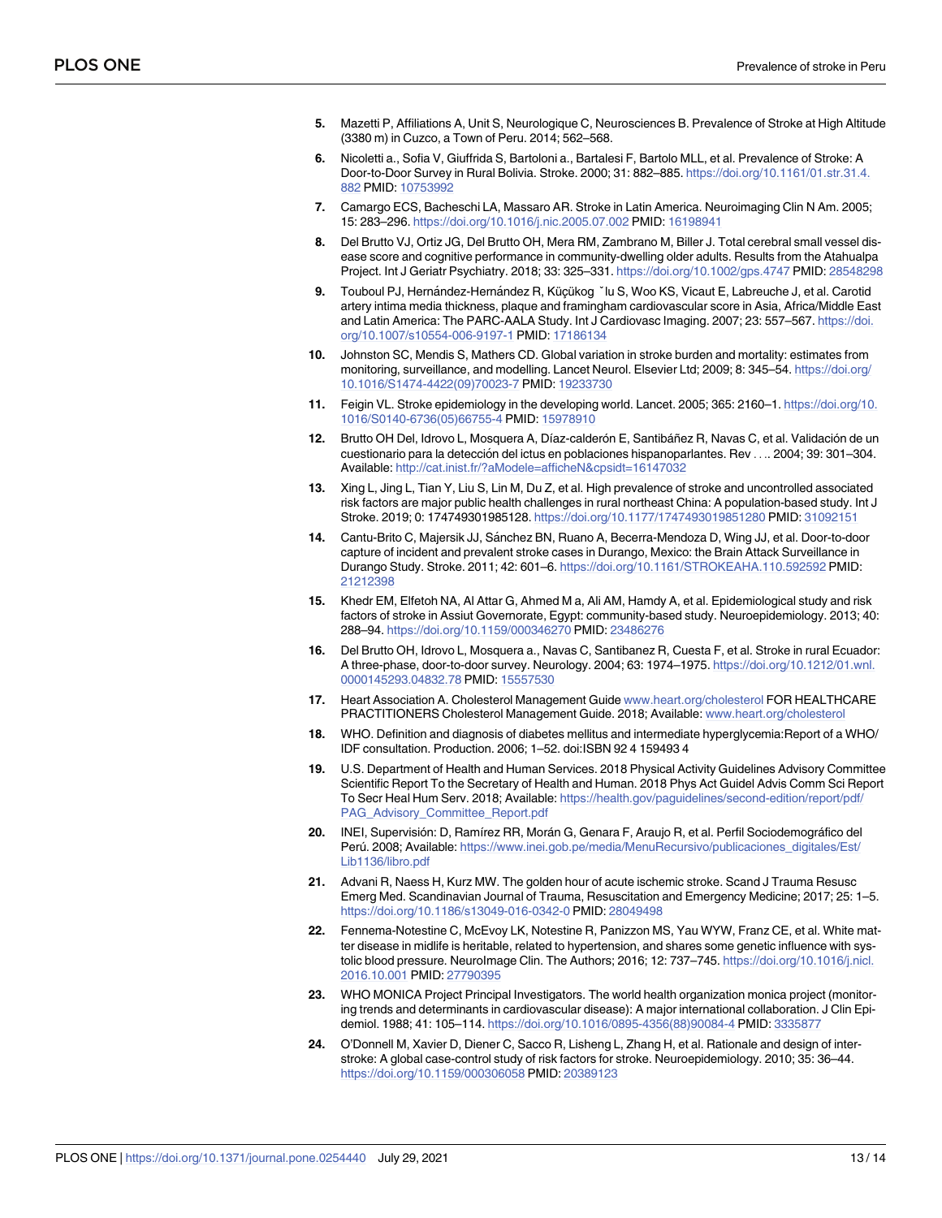5. Mazetti P, Affiliations A, Unit S, Neurologique C, Neurosciences B. Prevalence of Stroke at High Altitude (3380 m) in Cuzco, a Town of Peru. 2014; 562–568.
6. Nicoletti a., Sofia V, Giuffrida S, Bartoloni a., Bartalesi F, Bartolo MLL, et al. Prevalence of Stroke: A Door-to-Door Survey in Rural Bolivia. Stroke. 2000; 31: 882–885. https://doi.org/10.1161/01.str.31.4.882 PMID: 10753992
7. Camargo ECS, Bacheschi LA, Massaro AR. Stroke in Latin America. Neuroimaging Clin N Am. 2005; 15: 283–296. https://doi.org/10.1016/j.nic.2005.07.002 PMID: 16198941
8. Del Brutto VJ, Ortiz JG, Del Brutto OH, Mera RM, Zambrano M, Biller J. Total cerebral small vessel disease score and cognitive performance in community-dwelling older adults. Results from the Atahualpa Project. Int J Geriatr Psychiatry. 2018; 33: 325–331. https://doi.org/10.1002/gps.4747 PMID: 28548298
9. Touboul PJ, Hernández-Hernández R, Küçükog ˘lu S, Woo KS, Vicaut E, Labreuche J, et al. Carotid artery intima media thickness, plaque and framingham cardiovascular score in Asia, Africa/Middle East and Latin America: The PARC-AALA Study. Int J Cardiovasc Imaging. 2007; 23: 557–567. https://doi.org/10.1007/s10554-006-9197-1 PMID: 17186134
10. Johnston SC, Mendis S, Mathers CD. Global variation in stroke burden and mortality: estimates from monitoring, surveillance, and modelling. Lancet Neurol. Elsevier Ltd; 2009; 8: 345–54. https://doi.org/10.1016/S1474-4422(09)70023-7 PMID: 19233730
11. Feigin VL. Stroke epidemiology in the developing world. Lancet. 2005; 365: 2160–1. https://doi.org/10.1016/S0140-6736(05)66755-4 PMID: 15978910
12. Brutto OH Del, Idrovo L, Mosquera A, Díaz-calderón E, Santibáñez R, Navas C, et al. Validación de un cuestionario para la detección del ictus en poblaciones hispanoparlantes. Rev . . .. 2004; 39: 301–304. Available: http://cat.inist.fr/?aModele=afficheN&cpsidt=16147032
13. Xing L, Jing L, Tian Y, Liu S, Lin M, Du Z, et al. High prevalence of stroke and uncontrolled associated risk factors are major public health challenges in rural northeast China: A population-based study. Int J Stroke. 2019; 0: 174749301985128. https://doi.org/10.1177/1747493019851280 PMID: 31092151
14. Cantu-Brito C, Majersik JJ, Sánchez BN, Ruano A, Becerra-Mendoza D, Wing JJ, et al. Door-to-door capture of incident and prevalent stroke cases in Durango, Mexico: the Brain Attack Surveillance in Durango Study. Stroke. 2011; 42: 601–6. https://doi.org/10.1161/STROKEAHA.110.592592 PMID: 21212398
15. Khedr EM, Elfetoh NA, Al Attar G, Ahmed M a, Ali AM, Hamdy A, et al. Epidemiological study and risk factors of stroke in Assiut Governorate, Egypt: community-based study. Neuroepidemiology. 2013; 40: 288–94. https://doi.org/10.1159/000346270 PMID: 23486276
16. Del Brutto OH, Idrovo L, Mosquera a., Navas C, Santibanez R, Cuesta F, et al. Stroke in rural Ecuador: A three-phase, door-to-door survey. Neurology. 2004; 63: 1974–1975. https://doi.org/10.1212/01.wnl.0000145293.04832.78 PMID: 15557530
17. Heart Association A. Cholesterol Management Guide www.heart.org/cholesterol FOR HEALTHCARE PRACTITIONERS Cholesterol Management Guide. 2018; Available: www.heart.org/cholesterol
18. WHO. Definition and diagnosis of diabetes mellitus and intermediate hyperglycemia:Report of a WHO/IDF consultation. Production. 2006; 1–52. doi:ISBN 92 4 159493 4
19. U.S. Department of Health and Human Services. 2018 Physical Activity Guidelines Advisory Committee Scientific Report To the Secretary of Health and Human. 2018 Phys Act Guidel Advis Comm Sci Report To Secr Heal Hum Serv. 2018; Available: https://health.gov/paguidelines/second-edition/report/pdf/PAG_Advisory_Committee_Report.pdf
20. INEI, Supervisión: D, Ramírez RR, Morán G, Genara F, Araujo R, et al. Perfil Sociodemográfico del Perú. 2008; Available: https://www.inei.gob.pe/media/MenuRecursivo/publicaciones_digitales/Est/Lib1136/libro.pdf
21. Advani R, Naess H, Kurz MW. The golden hour of acute ischemic stroke. Scand J Trauma Resusc Emerg Med. Scandinavian Journal of Trauma, Resuscitation and Emergency Medicine; 2017; 25: 1–5. https://doi.org/10.1186/s13049-016-0342-0 PMID: 28049498
22. Fennema-Notestine C, McEvoy LK, Notestine R, Panizzon MS, Yau WYW, Franz CE, et al. White matter disease in midlife is heritable, related to hypertension, and shares some genetic influence with systolic blood pressure. NeuroImage Clin. The Authors; 2016; 12: 737–745. https://doi.org/10.1016/j.nicl.2016.10.001 PMID: 27790395
23. WHO MONICA Project Principal Investigators. The world health organization monica project (monitoring trends and determinants in cardiovascular disease): A major international collaboration. J Clin Epidemiol. 1988; 41: 105–114. https://doi.org/10.1016/0895-4356(88)90084-4 PMID: 3335877
24. O'Donnell M, Xavier D, Diener C, Sacco R, Lisheng L, Zhang H, et al. Rationale and design of interstroke: A global case-control study of risk factors for stroke. Neuroepidemiology. 2010; 35: 36–44. https://doi.org/10.1159/000306058 PMID: 20389123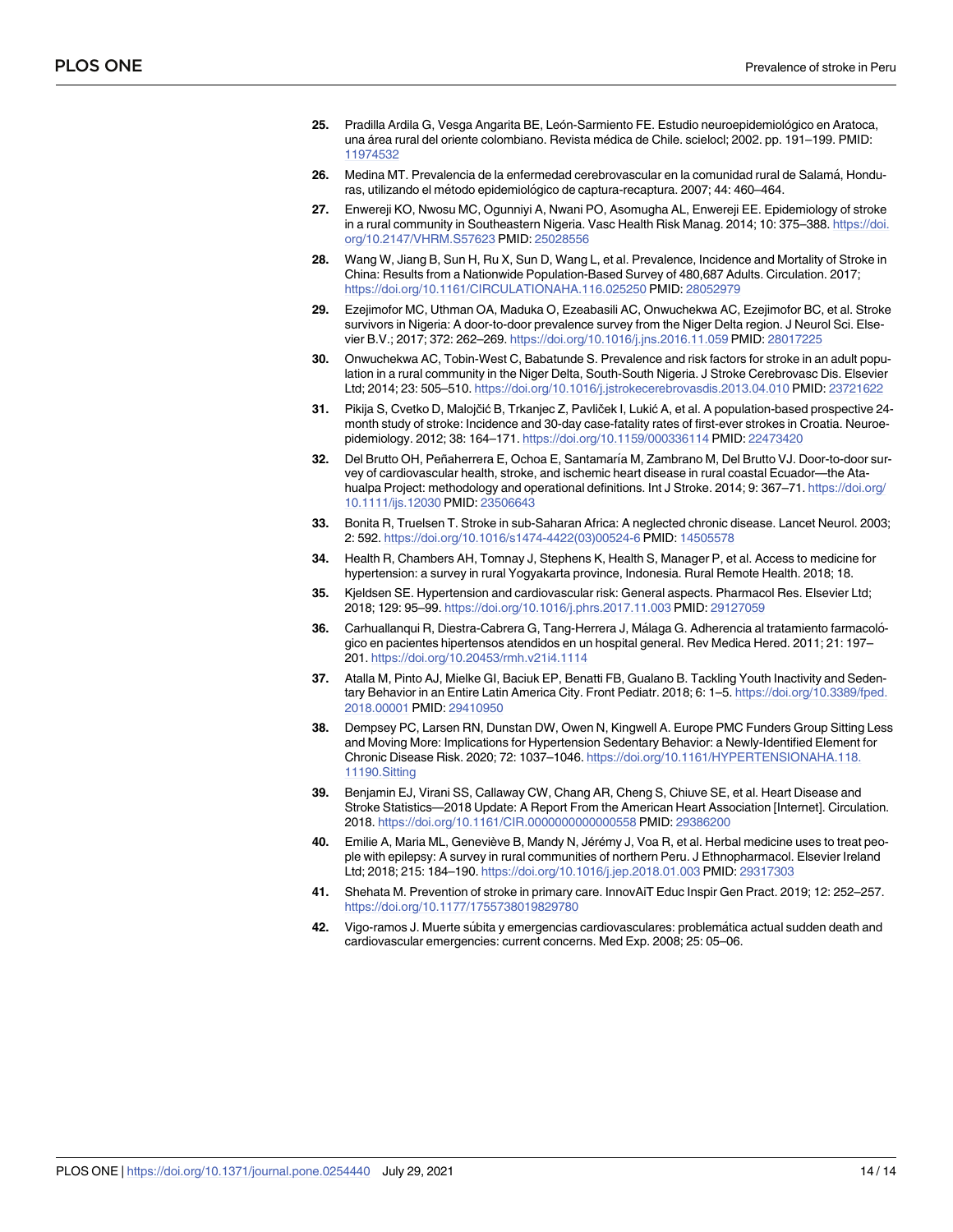25. Pradilla Ardila G, Vesga Angarita BE, León-Sarmiento FE. Estudio neuroepidemiológico en Aratoca, una área rural del oriente colombiano. Revista médica de Chile. scielocl; 2002. pp. 191–199. PMID: 11974532

26. Medina MT. Prevalencia de la enfermedad cerebrovascular en la comunidad rural de Salamá, Honduras, utilizando el método epidemiológico de captura-recaptura. 2007; 44: 460–464.

27. Enwereji KO, Nwosu MC, Ogunniyi A, Nwani PO, Asomugha AL, Enwereji EE. Epidemiology of stroke in a rural community in Southeastern Nigeria. Vasc Health Risk Manag. 2014; 10: 375–388. https://doi.org/10.2147/VHRM.S57623 PMID: 25028556

28. Wang W, Jiang B, Sun H, Ru X, Sun D, Wang L, et al. Prevalence, Incidence and Mortality of Stroke in China: Results from a Nationwide Population-Based Survey of 480,687 Adults. Circulation. 2017; https://doi.org/10.1161/CIRCULATIONAHA.116.025250 PMID: 28052979

29. Ezejimofor MC, Uthman OA, Maduka O, Ezeabasili AC, Onwuchekwa AC, Ezejimofor BC, et al. Stroke survivors in Nigeria: A door-to-door prevalence survey from the Niger Delta region. J Neurol Sci. Elsevier B.V.; 2017; 372: 262–269. https://doi.org/10.1016/j.jns.2016.11.059 PMID: 28017225

30. Onwuchekwa AC, Tobin-West C, Babatunde S. Prevalence and risk factors for stroke in an adult population in a rural community in the Niger Delta, South-South Nigeria. J Stroke Cerebrovasc Dis. Elsevier Ltd; 2014; 23: 505–510. https://doi.org/10.1016/j.jstrokecerebrovasdis.2013.04.010 PMID: 23721622

31. Pikija S, Cvetko D, Malojčić B, Trkanjec Z, Pavliček I, Lukić A, et al. A population-based prospective 24-month study of stroke: Incidence and 30-day case-fatality rates of first-ever strokes in Croatia. Neuroepidemiology. 2012; 38: 164–171. https://doi.org/10.1159/000336114 PMID: 22473420

32. Del Brutto OH, Peñaherrera E, Ochoa E, Santamaría M, Zambrano M, Del Brutto VJ. Door-to-door survey of cardiovascular health, stroke, and ischemic heart disease in rural coastal Ecuador—the Atahualpa Project: methodology and operational definitions. Int J Stroke. 2014; 9: 367–71. https://doi.org/10.1111/ijs.12030 PMID: 23506643

33. Bonita R, Truelsen T. Stroke in sub-Saharan Africa: A neglected chronic disease. Lancet Neurol. 2003; 2: 592. https://doi.org/10.1016/s1474-4422(03)00524-6 PMID: 14505578

34. Health R, Chambers AH, Tomnay J, Stephens K, Health S, Manager P, et al. Access to medicine for hypertension: a survey in rural Yogyakarta province, Indonesia. Rural Remote Health. 2018; 18.

35. Kjeldsen SE. Hypertension and cardiovascular risk: General aspects. Pharmacol Res. Elsevier Ltd; 2018; 129: 95–99. https://doi.org/10.1016/j.phrs.2017.11.003 PMID: 29127059

36. Carhuallanqui R, Diestra-Cabrera G, Tang-Herrera J, Málaga G. Adherencia al tratamiento farmacológico en pacientes hipertensos atendidos en un hospital general. Rev Medica Hered. 2011; 21: 197–201. https://doi.org/10.20453/rmh.v21i4.1114

37. Atalla M, Pinto AJ, Mielke GI, Baciuk EP, Benatti FB, Gualano B. Tackling Youth Inactivity and Sedentary Behavior in an Entire Latin America City. Front Pediatr. 2018; 6: 1–5. https://doi.org/10.3389/fped.2018.00001 PMID: 29410950

38. Dempsey PC, Larsen RN, Dunstan DW, Owen N, Kingwell A. Europe PMC Funders Group Sitting Less and Moving More: Implications for Hypertension Sedentary Behavior: a Newly-Identified Element for Chronic Disease Risk. 2020; 72: 1037–1046. https://doi.org/10.1161/HYPERTENSIONAHA.118.11190.Sitting

39. Benjamin EJ, Virani SS, Callaway CW, Chang AR, Cheng S, Chiuve SE, et al. Heart Disease and Stroke Statistics—2018 Update: A Report From the American Heart Association [Internet]. Circulation. 2018. https://doi.org/10.1161/CIR.0000000000000558 PMID: 29386200

40. Emilie A, Maria ML, Geneviève B, Mandy N, Jérémy J, Voa R, et al. Herbal medicine uses to treat people with epilepsy: A survey in rural communities of northern Peru. J Ethnopharmacol. Elsevier Ireland Ltd; 2018; 215: 184–190. https://doi.org/10.1016/j.jep.2018.01.003 PMID: 29317303

41. Shehata M. Prevention of stroke in primary care. InnovAiT Educ Inspir Gen Pract. 2019; 12: 252–257. https://doi.org/10.1177/1755738019829780

42. Vigo-ramos J. Muerte súbita y emergencias cardiovasculares: problemática actual sudden death and cardiovascular emergencies: current concerns. Med Exp. 2008; 25: 05–06.